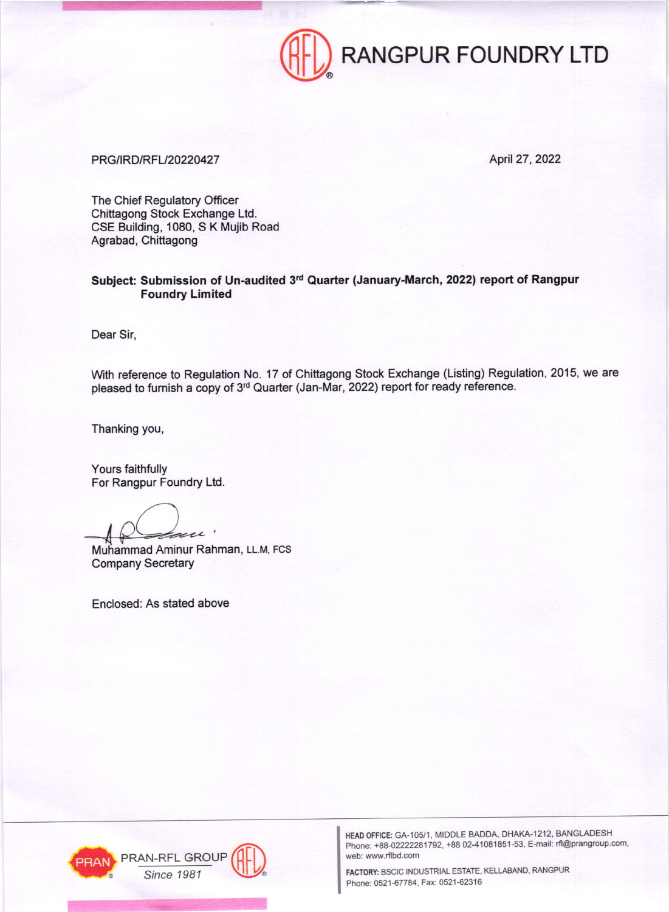# RANGPUR FOUNDRY LTD

PRG/IRD/RFL/20220427

April 27, 2022

The Chief Regulatory Officer
Chittagong Stock Exchange Ltd.
CSE Building, 1080, S K Mujib Road
Agrabad, Chittagong

**Subject: Submission of Un-audited 3rd Quarter (January-March, 2022) report of Rangpur Foundry Limited**

Dear Sir,

With reference to Regulation No. 17 of Chittagong Stock Exchange (Listing) Regulation, 2015, we are pleased to furnish a copy of 3rd Quarter (Jan-Mar, 2022) report for ready reference.

Thanking you,

Yours faithfully
For Rangpur Foundry Ltd.

Muhammad Aminur Rahman, LL.M, FCS
Company Secretary

Enclosed: As stated above

PRAN-RFL GROUP
*Since 1981*

**HEAD OFFICE:** GA-105/1, MIDDLE BADDA, DHAKA-1212, BANGLADESH
Phone: +88-02222281792, +88 02-41081851-53, E-mail: rfl@prangroup.com,
web: www.rflbd.com

**FACTORY:** BSCIC INDUSTRIAL ESTATE, KELLABAND, RANGPUR
Phone: 0521-67784, Fax: 0521-62316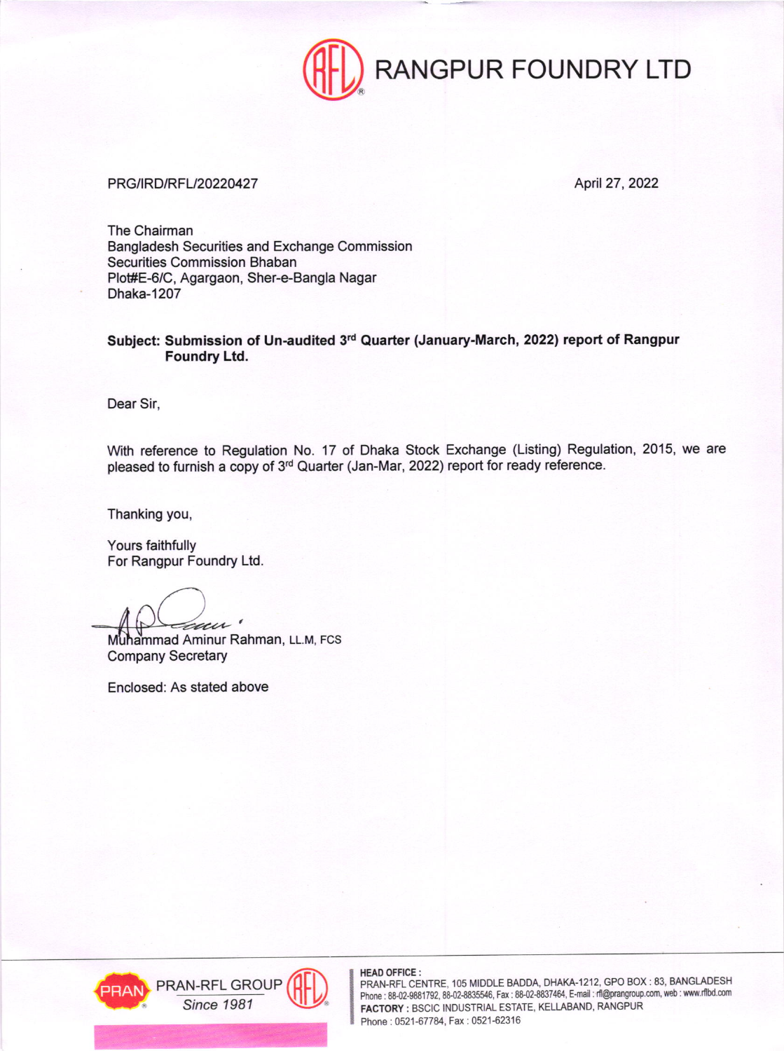# RANGPUR FOUNDRY LTD

PRG/IRD/RFL/20220427

April 27, 2022

The Chairman
Bangladesh Securities and Exchange Commission
Securities Commission Bhaban
Plot#E-6/C, Agargaon, Sher-e-Bangla Nagar
Dhaka-1207

**Subject: Submission of Un-audited 3rd Quarter (January-March, 2022) report of Rangpur Foundry Ltd.**

Dear Sir,

With reference to Regulation No. 17 of Dhaka Stock Exchange (Listing) Regulation, 2015, we are pleased to furnish a copy of 3rd Quarter (Jan-Mar, 2022) report for ready reference.

Thanking you,

Yours faithfully
For Rangpur Foundry Ltd.

Muhammad Aminur Rahman, LL.M, FCS
Company Secretary

Enclosed: As stated above

PRAN-RFL GROUP
*Since 1981*

**HEAD OFFICE :**
PRAN-RFL CENTRE, 105 MIDDLE BADDA, DHAKA-1212, GPO BOX : 83, BANGLADESH
Phone : 88-02-9881792, 88-02-8835546, Fax : 88-02-8837464, E-mail : rfl@prangroup.com, web : www.rflbd.com
**FACTORY :** BSCIC INDUSTRIAL ESTATE, KELLABAND, RANGPUR
Phone : 0521-67784, Fax : 0521-62316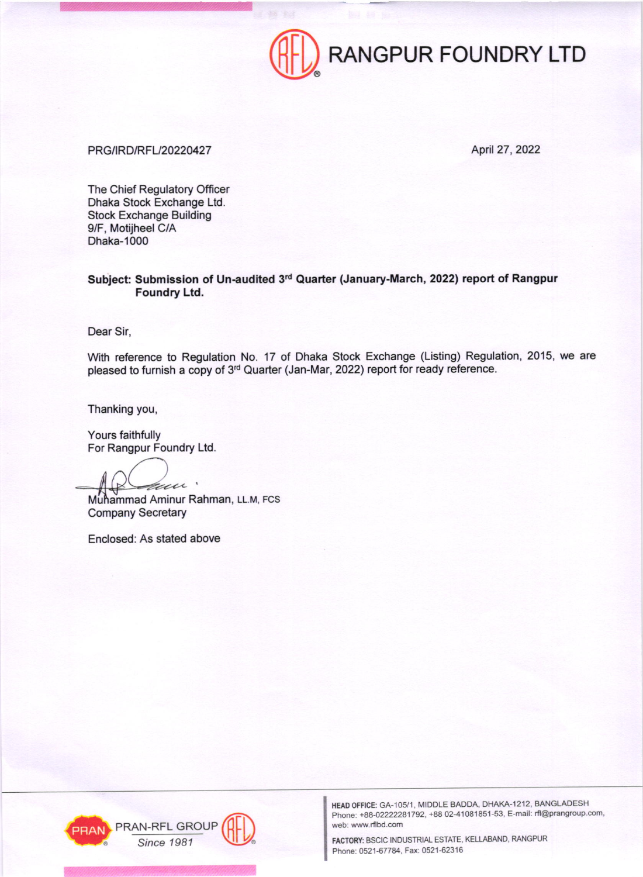# RANGPUR FOUNDRY LTD

PRG/IRD/RFL/20220427

April 27, 2022

The Chief Regulatory Officer
Dhaka Stock Exchange Ltd.
Stock Exchange Building
9/F, Motijheel C/A
Dhaka-1000

**Subject: Submission of Un-audited 3rd Quarter (January-March, 2022) report of Rangpur Foundry Ltd.**

Dear Sir,

With reference to Regulation No. 17 of Dhaka Stock Exchange (Listing) Regulation, 2015, we are pleased to furnish a copy of 3rd Quarter (Jan-Mar, 2022) report for ready reference.

Thanking you,

Yours faithfully
For Rangpur Foundry Ltd.

Muhammad Aminur Rahman, LL.M, FCS
Company Secretary

Enclosed: As stated above

PRAN-RFL GROUP
Since 1981

**HEAD OFFICE:** GA-105/1, MIDDLE BADDA, DHAKA-1212, BANGLADESH
Phone: +88-02222281792, +88 02-41081851-53, E-mail: rfl@prangroup.com, web: www.rflbd.com

**FACTORY:** BSCIC INDUSTRIAL ESTATE, KELLABAND, RANGPUR
Phone: 0521-67784, Fax: 0521-62316